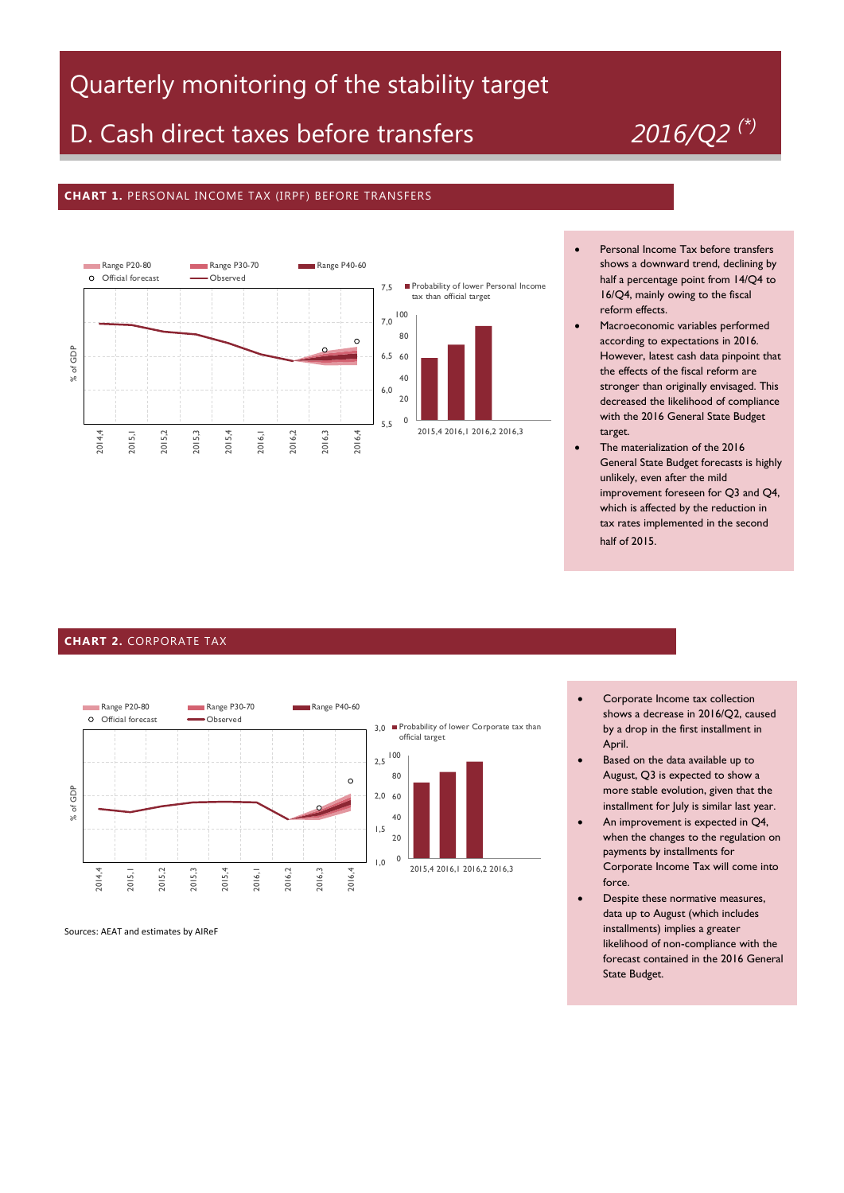# Quarterly monitoring of the stability target

## D. Cash direct taxes before transfers

*2016/Q2 (*)*

### CHART 1. PERSONAL INCOME TAX (IRPF) BEFORE TRANSFERS

Range P20-80 | Range P30-70 | Range P40-60 | Official forecast | Observed

% of GDP

2014,4 2015,1 2015,2 2015,3 2015,4 2016,1 2016,2 2016,3 2016,4

Probability of lower Personal Income tax than official target

2015,4 2016,1 2016,2 2016,3

- Personal Income Tax before transfers shows a downward trend, declining by half a percentage point from 14/Q4 to 16/Q4, mainly owing to the fiscal reform effects.
- Macroeconomic variables performed according to expectations in 2016. However, latest cash data pinpoint that the effects of the fiscal reform are stronger than originally envisaged. This decreased the likelihood of compliance with the 2016 General State Budget target.
- The materialization of the 2016 General State Budget forecasts is highly unlikely, even after the mild improvement foreseen for Q3 and Q4, which is affected by the reduction in tax rates implemented in the second half of 2015.

### CHART 2. CORPORATE TAX

Range P20-80 | Range P30-70 | Range P40-60 | Official forecast | Observed

% of GDP

2014,4 2015,1 2015,2 2015,3 2015,4 2016,1 2016,2 2016,3 2016,4

Probability of lower Corporate tax than official target

2015,4 2016,1 2016,2 2016,3

- Corporate Income tax collection shows a decrease in 2016/Q2, caused by a drop in the first installment in April.
- Based on the data available up to August, Q3 is expected to show a more stable evolution, given that the installment for July is similar last year.
- An improvement is expected in Q4, when the changes to the regulation on payments by installments for Corporate Income Tax will come into force.
- Despite these normative measures, data up to August (which includes installments) implies a greater likelihood of non-compliance with the forecast contained in the 2016 General State Budget.

Sources: AEAT and estimates by AIReF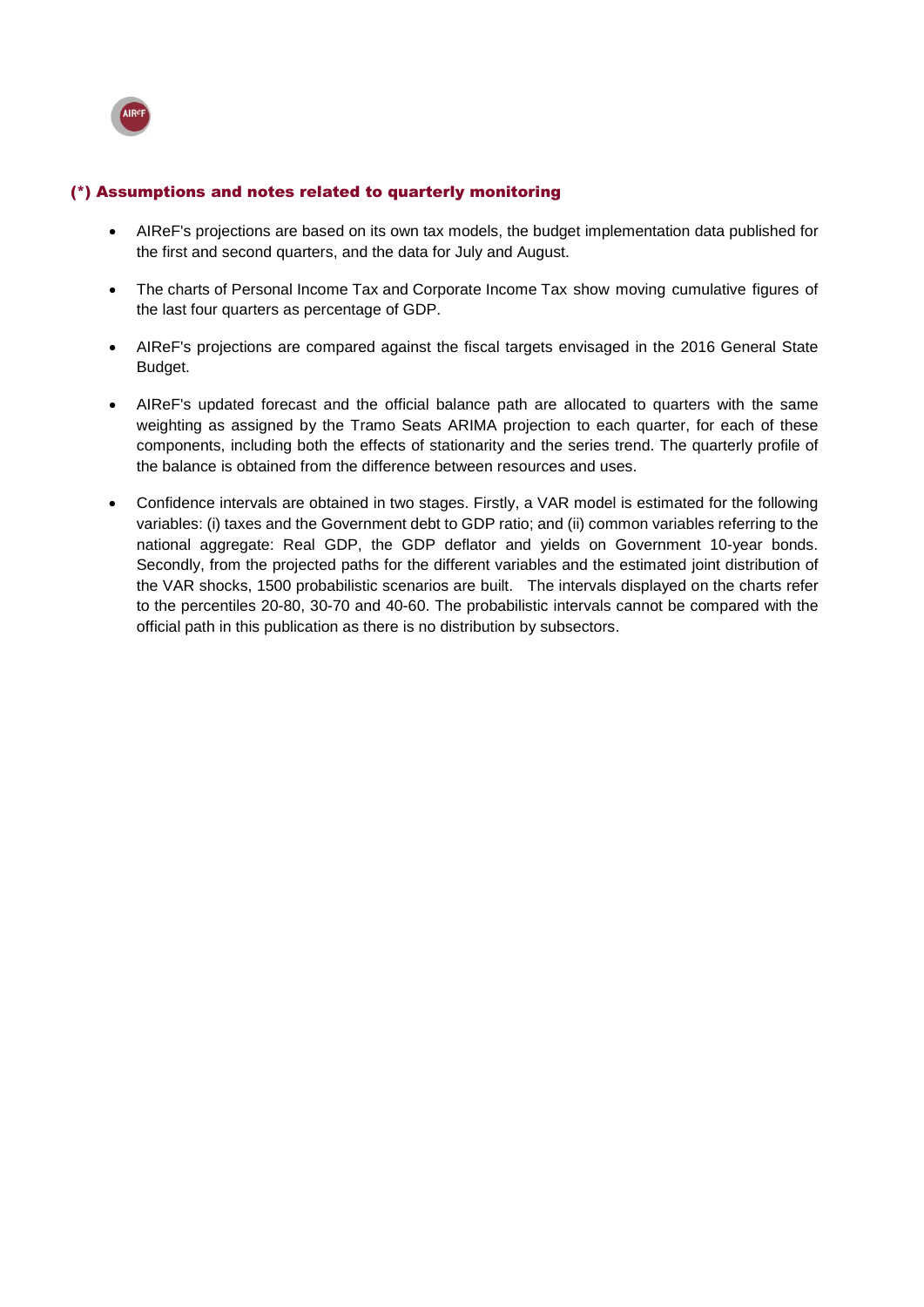### (*) Assumptions and notes related to quarterly monitoring

- AIReF's projections are based on its own tax models, the budget implementation data published for the first and second quarters, and the data for July and August.

- The charts of Personal Income Tax and Corporate Income Tax show moving cumulative figures of the last four quarters as percentage of GDP.

- AIReF's projections are compared against the fiscal targets envisaged in the 2016 General State Budget.

- AIReF's updated forecast and the official balance path are allocated to quarters with the same weighting as assigned by the Tramo Seats ARIMA projection to each quarter, for each of these components, including both the effects of stationarity and the series trend. The quarterly profile of the balance is obtained from the difference between resources and uses.

- Confidence intervals are obtained in two stages. Firstly, a VAR model is estimated for the following variables: (i) taxes and the Government debt to GDP ratio; and (ii) common variables referring to the national aggregate: Real GDP, the GDP deflator and yields on Government 10-year bonds. Secondly, from the projected paths for the different variables and the estimated joint distribution of the VAR shocks, 1500 probabilistic scenarios are built. The intervals displayed on the charts refer to the percentiles 20-80, 30-70 and 40-60. The probabilistic intervals cannot be compared with the official path in this publication as there is no distribution by subsectors.